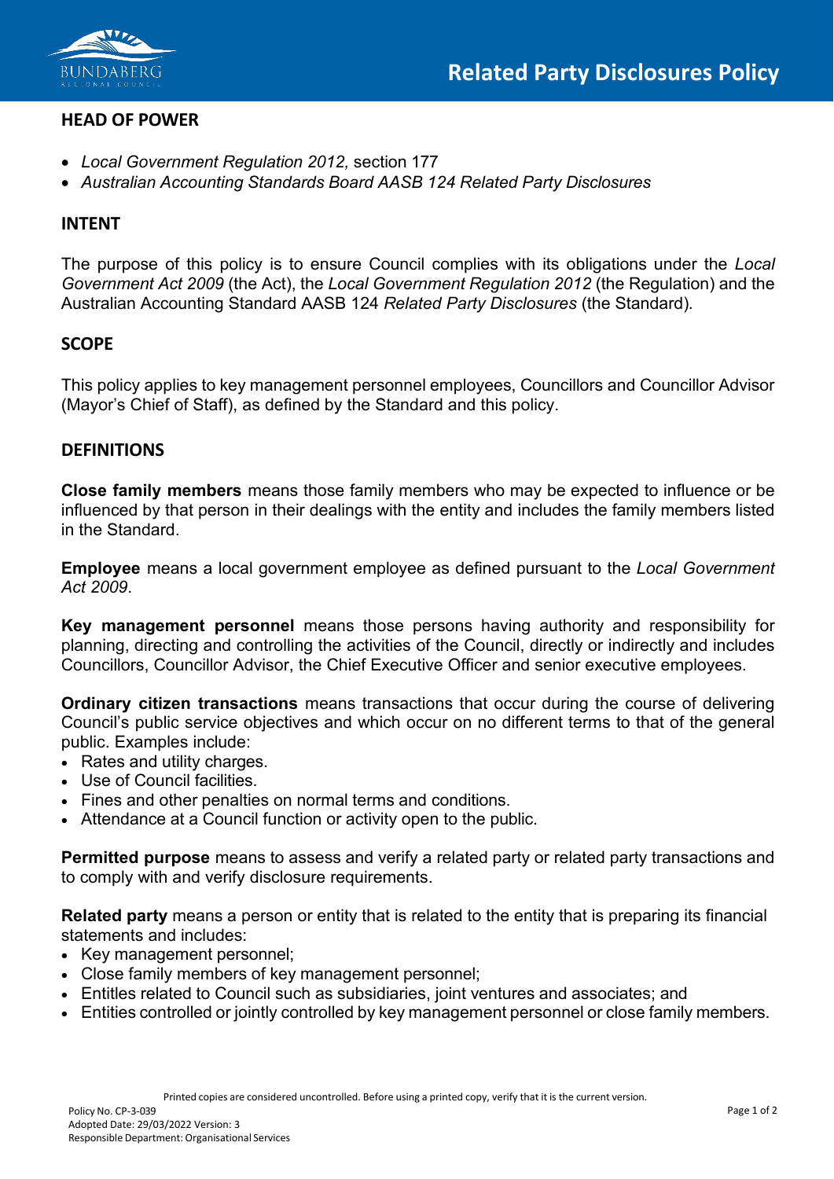# Related Party Disclosures Policy

## HEAD OF POWER

- *Local Government Regulation 2012,* section 177
- *Australian Accounting Standards Board AASB 124 Related Party Disclosures*

## INTENT

The purpose of this policy is to ensure Council complies with its obligations under the *Local Government Act 2009* (the Act), the *Local Government Regulation 2012* (the Regulation) and the Australian Accounting Standard AASB 124 *Related Party Disclosures* (the Standard).

## SCOPE

This policy applies to key management personnel employees, Councillors and Councillor Advisor (Mayor's Chief of Staff), as defined by the Standard and this policy.

## DEFINITIONS

**Close family members** means those family members who may be expected to influence or be influenced by that person in their dealings with the entity and includes the family members listed in the Standard.

**Employee** means a local government employee as defined pursuant to the *Local Government Act 2009*.

**Key management personnel** means those persons having authority and responsibility for planning, directing and controlling the activities of the Council, directly or indirectly and includes Councillors, Councillor Advisor, the Chief Executive Officer and senior executive employees.

**Ordinary citizen transactions** means transactions that occur during the course of delivering Council's public service objectives and which occur on no different terms to that of the general public. Examples include:

- Rates and utility charges.
- Use of Council facilities.
- Fines and other penalties on normal terms and conditions.
- Attendance at a Council function or activity open to the public.

**Permitted purpose** means to assess and verify a related party or related party transactions and to comply with and verify disclosure requirements.

**Related party** means a person or entity that is related to the entity that is preparing its financial statements and includes:

- Key management personnel;
- Close family members of key management personnel;
- Entitles related to Council such as subsidiaries, joint ventures and associates; and
- Entities controlled or jointly controlled by key management personnel or close family members.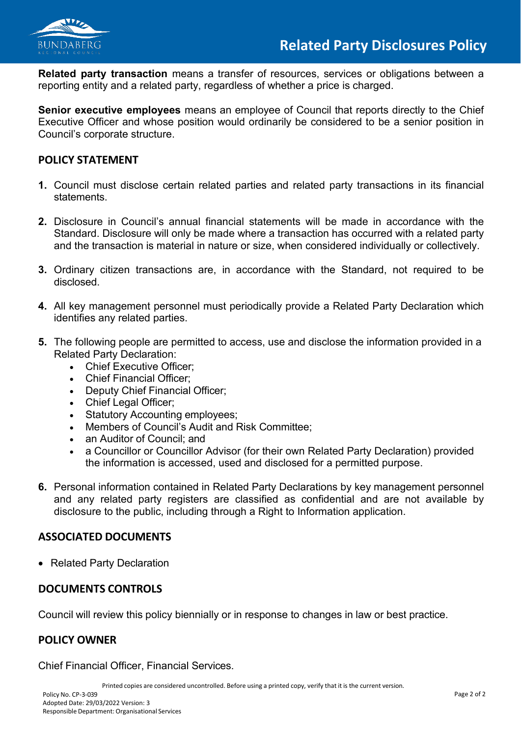**Related party transaction** means a transfer of resources, services or obligations between a reporting entity and a related party, regardless of whether a price is charged.

**Senior executive employees** means an employee of Council that reports directly to the Chief Executive Officer and whose position would ordinarily be considered to be a senior position in Council's corporate structure.

## POLICY STATEMENT

1. Council must disclose certain related parties and related party transactions in its financial statements.

2. Disclosure in Council's annual financial statements will be made in accordance with the Standard. Disclosure will only be made where a transaction has occurred with a related party and the transaction is material in nature or size, when considered individually or collectively.

3. Ordinary citizen transactions are, in accordance with the Standard, not required to be disclosed.

4. All key management personnel must periodically provide a Related Party Declaration which identifies any related parties.

5. The following people are permitted to access, use and disclose the information provided in a Related Party Declaration:
   - Chief Executive Officer;
   - Chief Financial Officer;
   - Deputy Chief Financial Officer;
   - Chief Legal Officer;
   - Statutory Accounting employees;
   - Members of Council's Audit and Risk Committee;
   - an Auditor of Council; and
   - a Councillor or Councillor Advisor (for their own Related Party Declaration) provided the information is accessed, used and disclosed for a permitted purpose.

6. Personal information contained in Related Party Declarations by key management personnel and any related party registers are classified as confidential and are not available by disclosure to the public, including through a Right to Information application.

## ASSOCIATED DOCUMENTS

- Related Party Declaration

## DOCUMENTS CONTROLS

Council will review this policy biennially or in response to changes in law or best practice.

## POLICY OWNER

Chief Financial Officer, Financial Services.

Printed copies are considered uncontrolled. Before using a printed copy, verify that it is the current version.

Policy No. CP-3-039
Adopted Date: 29/03/2022 Version: 3
Responsible Department: Organisational Services